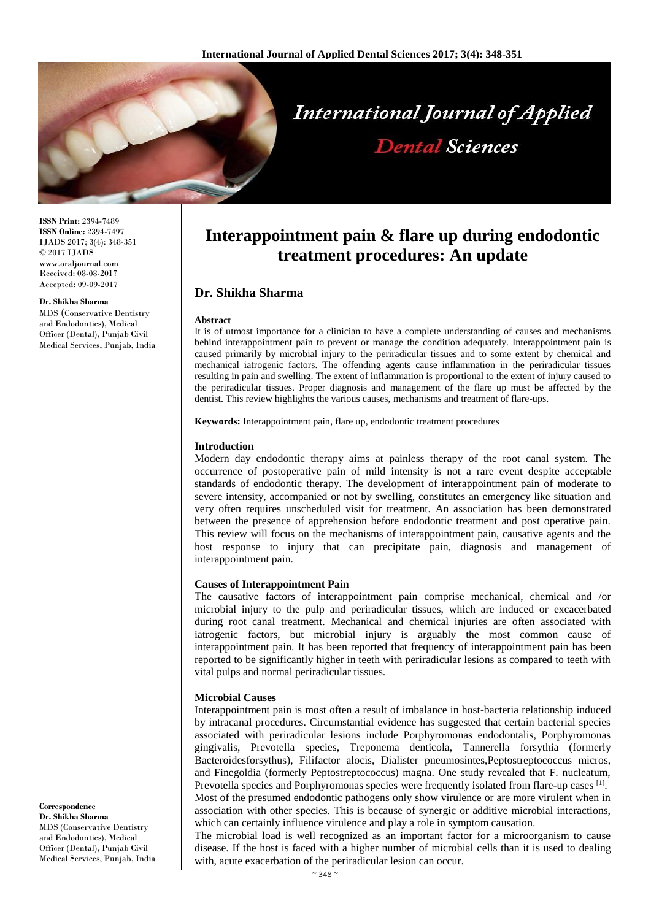# Interappointment pain & flare up during endodontic treatment procedures: An update

**Dr. Shikha Sharma**

**ISSN Print:** 2394-7489
**ISSN Online:** 2394-7497
IJADS 2017; 3(4): 348-351
© 2017 IJADS
www.oraljournal.com
Received: 08-08-2017
Accepted: 09-09-2017

**Dr. Shikha Sharma**
MDS (Conservative Dentistry and Endodontics), Medical Officer (Dental), Punjab Civil Medical Services, Punjab, India

**Correspondence**
**Dr. Shikha Sharma**
MDS (Conservative Dentistry and Endodontics), Medical Officer (Dental), Punjab Civil Medical Services, Punjab, India

### Abstract

It is of utmost importance for a clinician to have a complete understanding of causes and mechanisms behind interappointment pain to prevent or manage the condition adequately. Interappointment pain is caused primarily by microbial injury to the periradicular tissues and to some extent by chemical and mechanical iatrogenic factors. The offending agents cause inflammation in the periradicular tissues resulting in pain and swelling. The extent of inflammation is proportional to the extent of injury caused to the periradicular tissues. Proper diagnosis and management of the flare up must be affected by the dentist. This review highlights the various causes, mechanisms and treatment of flare-ups.

**Keywords:** Interappointment pain, flare up, endodontic treatment procedures

### Introduction

Modern day endodontic therapy aims at painless therapy of the root canal system. The occurrence of postoperative pain of mild intensity is not a rare event despite acceptable standards of endodontic therapy. The development of interappointment pain of moderate to severe intensity, accompanied or not by swelling, constitutes an emergency like situation and very often requires unscheduled visit for treatment. An association has been demonstrated between the presence of apprehension before endodontic treatment and post operative pain. This review will focus on the mechanisms of interappointment pain, causative agents and the host response to injury that can precipitate pain, diagnosis and management of interappointment pain.

### Causes of Interappointment Pain

The causative factors of interappointment pain comprise mechanical, chemical and /or microbial injury to the pulp and periradicular tissues, which are induced or excacerbated during root canal treatment. Mechanical and chemical injuries are often associated with iatrogenic factors, but microbial injury is arguably the most common cause of interappointment pain. It has been reported that frequency of interappointment pain has been reported to be significantly higher in teeth with periradicular lesions as compared to teeth with vital pulps and normal periradicular tissues.

### Microbial Causes

Interappointment pain is most often a result of imbalance in host-bacteria relationship induced by intracanal procedures. Circumstantial evidence has suggested that certain bacterial species associated with periradicular lesions include Porphyromonas endodontalis, Porphyromonas gingivalis, Prevotella species, Treponema denticola, Tannerella forsythia (formerly Bacteroidesforsythus), Filifactor alocis, Dialister pneumosintes,Peptostreptococcus micros, and Finegoldia (formerly Peptostreptococcus) magna. One study revealed that F. nucleatum, Prevotella species and Porphyromonas species were frequently isolated from flare-up cases [1].

Most of the presumed endodontic pathogens only show virulence or are more virulent when in association with other species. This is because of synergic or additive microbial interactions, which can certainly influence virulence and play a role in symptom causation.

The microbial load is well recognized as an important factor for a microorganism to cause disease. If the host is faced with a higher number of microbial cells than it is used to dealing with, acute exacerbation of the periradicular lesion can occur.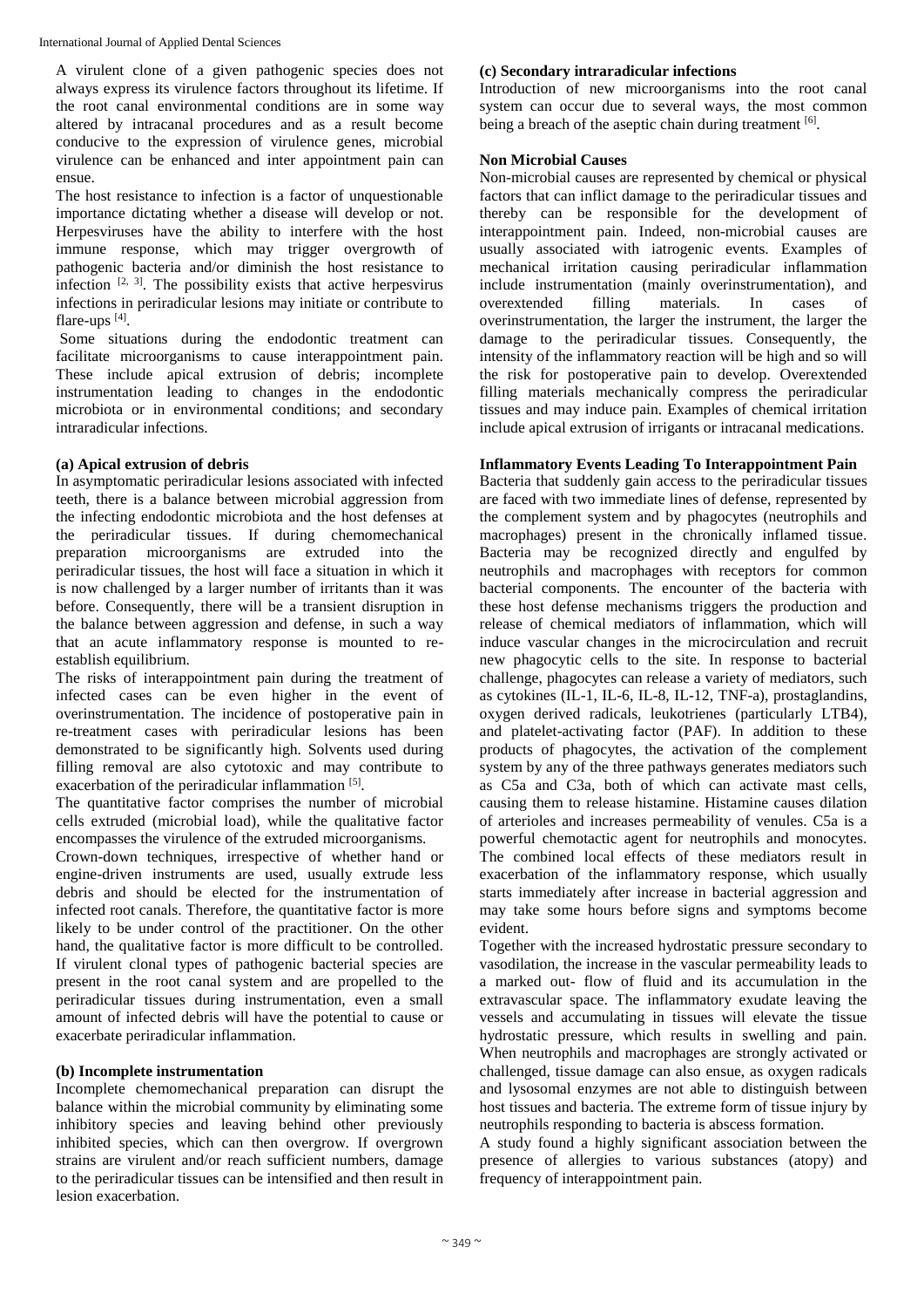A virulent clone of a given pathogenic species does not always express its virulence factors throughout its lifetime. If the root canal environmental conditions are in some way altered by intracanal procedures and as a result become conducive to the expression of virulence genes, microbial virulence can be enhanced and inter appointment pain can ensue.

The host resistance to infection is a factor of unquestionable importance dictating whether a disease will develop or not. Herpesviruses have the ability to interfere with the host immune response, which may trigger overgrowth of pathogenic bacteria and/or diminish the host resistance to infection [2, 3]. The possibility exists that active herpesvirus infections in periradicular lesions may initiate or contribute to flare-ups [4].

Some situations during the endodontic treatment can facilitate microorganisms to cause interappointment pain. These include apical extrusion of debris; incomplete instrumentation leading to changes in the endodontic microbiota or in environmental conditions; and secondary intraradicular infections.

**(a) Apical extrusion of debris**

In asymptomatic periradicular lesions associated with infected teeth, there is a balance between microbial aggression from the infecting endodontic microbiota and the host defenses at the periradicular tissues. If during chemomechanical preparation microorganisms are extruded into the periradicular tissues, the host will face a situation in which it is now challenged by a larger number of irritants than it was before. Consequently, there will be a transient disruption in the balance between aggression and defense, in such a way that an acute inflammatory response is mounted to re-establish equilibrium.

The risks of interappointment pain during the treatment of infected cases can be even higher in the event of overinstrumentation. The incidence of postoperative pain in re-treatment cases with periradicular lesions has been demonstrated to be significantly high. Solvents used during filling removal are also cytotoxic and may contribute to exacerbation of the periradicular inflammation [5].

The quantitative factor comprises the number of microbial cells extruded (microbial load), while the qualitative factor encompasses the virulence of the extruded microorganisms.

Crown-down techniques, irrespective of whether hand or engine-driven instruments are used, usually extrude less debris and should be elected for the instrumentation of infected root canals. Therefore, the quantitative factor is more likely to be under control of the practitioner. On the other hand, the qualitative factor is more difficult to be controlled. If virulent clonal types of pathogenic bacterial species are present in the root canal system and are propelled to the periradicular tissues during instrumentation, even a small amount of infected debris will have the potential to cause or exacerbate periradicular inflammation.

**(b) Incomplete instrumentation**

Incomplete chemomechanical preparation can disrupt the balance within the microbial community by eliminating some inhibitory species and leaving behind other previously inhibited species, which can then overgrow. If overgrown strains are virulent and/or reach sufficient numbers, damage to the periradicular tissues can be intensified and then result in lesion exacerbation.

**(c) Secondary intraradicular infections**

Introduction of new microorganisms into the root canal system can occur due to several ways, the most common being a breach of the aseptic chain during treatment [6].

**Non Microbial Causes**

Non-microbial causes are represented by chemical or physical factors that can inflict damage to the periradicular tissues and thereby can be responsible for the development of interappointment pain. Indeed, non-microbial causes are usually associated with iatrogenic events. Examples of mechanical irritation causing periradicular inflammation include instrumentation (mainly overinstrumentation), and overextended filling materials. In cases of overinstrumentation, the larger the instrument, the larger the damage to the periradicular tissues. Consequently, the intensity of the inflammatory reaction will be high and so will the risk for postoperative pain to develop. Overextended filling materials mechanically compress the periradicular tissues and may induce pain. Examples of chemical irritation include apical extrusion of irrigants or intracanal medications.

**Inflammatory Events Leading To Interappointment Pain**

Bacteria that suddenly gain access to the periradicular tissues are faced with two immediate lines of defense, represented by the complement system and by phagocytes (neutrophils and macrophages) present in the chronically inflamed tissue. Bacteria may be recognized directly and engulfed by neutrophils and macrophages with receptors for common bacterial components. The encounter of the bacteria with these host defense mechanisms triggers the production and release of chemical mediators of inflammation, which will induce vascular changes in the microcirculation and recruit new phagocytic cells to the site. In response to bacterial challenge, phagocytes can release a variety of mediators, such as cytokines (IL-1, IL-6, IL-8, IL-12, TNF-a), prostaglandins, oxygen derived radicals, leukotrienes (particularly LTB4), and platelet-activating factor (PAF). In addition to these products of phagocytes, the activation of the complement system by any of the three pathways generates mediators such as C5a and C3a, both of which can activate mast cells, causing them to release histamine. Histamine causes dilation of arterioles and increases permeability of venules. C5a is a powerful chemotactic agent for neutrophils and monocytes. The combined local effects of these mediators result in exacerbation of the inflammatory response, which usually starts immediately after increase in bacterial aggression and may take some hours before signs and symptoms become evident.

Together with the increased hydrostatic pressure secondary to vasodilation, the increase in the vascular permeability leads to a marked out- flow of fluid and its accumulation in the extravascular space. The inflammatory exudate leaving the vessels and accumulating in tissues will elevate the tissue hydrostatic pressure, which results in swelling and pain. When neutrophils and macrophages are strongly activated or challenged, tissue damage can also ensue, as oxygen radicals and lysosomal enzymes are not able to distinguish between host tissues and bacteria. The extreme form of tissue injury by neutrophils responding to bacteria is abscess formation.

A study found a highly significant association between the presence of allergies to various substances (atopy) and frequency of interappointment pain.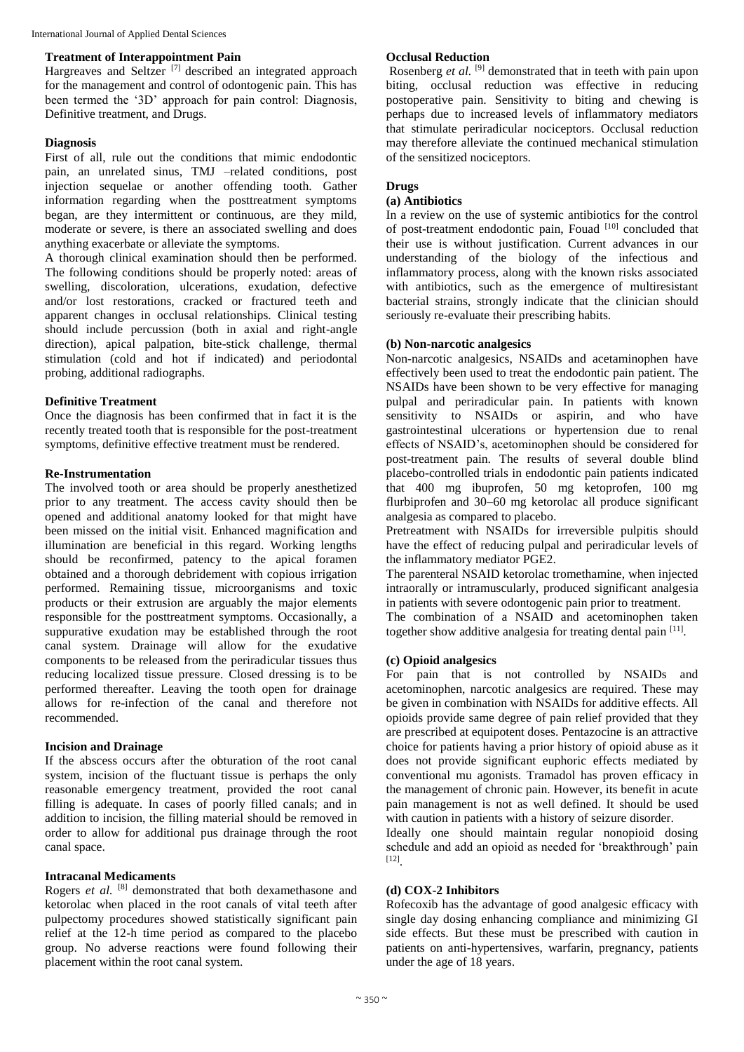### Treatment of Interappointment Pain

Hargreaves and Seltzer [7] described an integrated approach for the management and control of odontogenic pain. This has been termed the '3D' approach for pain control: Diagnosis, Definitive treatment, and Drugs.

### Diagnosis

First of all, rule out the conditions that mimic endodontic pain, an unrelated sinus, TMJ –related conditions, post injection sequelae or another offending tooth. Gather information regarding when the posttreatment symptoms began, are they intermittent or continuous, are they mild, moderate or severe, is there an associated swelling and does anything exacerbate or alleviate the symptoms.

A thorough clinical examination should then be performed. The following conditions should be properly noted: areas of swelling, discoloration, ulcerations, exudation, defective and/or lost restorations, cracked or fractured teeth and apparent changes in occlusal relationships. Clinical testing should include percussion (both in axial and right-angle direction), apical palpation, bite-stick challenge, thermal stimulation (cold and hot if indicated) and periodontal probing, additional radiographs.

### Definitive Treatment

Once the diagnosis has been confirmed that in fact it is the recently treated tooth that is responsible for the post-treatment symptoms, definitive effective treatment must be rendered.

### Re-Instrumentation

The involved tooth or area should be properly anesthetized prior to any treatment. The access cavity should then be opened and additional anatomy looked for that might have been missed on the initial visit. Enhanced magnification and illumination are beneficial in this regard. Working lengths should be reconfirmed, patency to the apical foramen obtained and a thorough debridement with copious irrigation performed. Remaining tissue, microorganisms and toxic products or their extrusion are arguably the major elements responsible for the posttreatment symptoms. Occasionally, a suppurative exudation may be established through the root canal system. Drainage will allow for the exudative components to be released from the periradicular tissues thus reducing localized tissue pressure. Closed dressing is to be performed thereafter. Leaving the tooth open for drainage allows for re-infection of the canal and therefore not recommended.

### Incision and Drainage

If the abscess occurs after the obturation of the root canal system, incision of the fluctuant tissue is perhaps the only reasonable emergency treatment, provided the root canal filling is adequate. In cases of poorly filled canals; and in addition to incision, the filling material should be removed in order to allow for additional pus drainage through the root canal space.

### Intracanal Medicaments

Rogers *et al.* [8] demonstrated that both dexamethasone and ketorolac when placed in the root canals of vital teeth after pulpectomy procedures showed statistically significant pain relief at the 12-h time period as compared to the placebo group. No adverse reactions were found following their placement within the root canal system.

### Occlusal Reduction

Rosenberg *et al.* [9] demonstrated that in teeth with pain upon biting, occlusal reduction was effective in reducing postoperative pain. Sensitivity to biting and chewing is perhaps due to increased levels of inflammatory mediators that stimulate periradicular nociceptors. Occlusal reduction may therefore alleviate the continued mechanical stimulation of the sensitized nociceptors.

### Drugs

#### (a) Antibiotics

In a review on the use of systemic antibiotics for the control of post-treatment endodontic pain, Fouad [10] concluded that their use is without justification. Current advances in our understanding of the biology of the infectious and inflammatory process, along with the known risks associated with antibiotics, such as the emergence of multiresistant bacterial strains, strongly indicate that the clinician should seriously re-evaluate their prescribing habits.

#### (b) Non-narcotic analgesics

Non-narcotic analgesics, NSAIDs and acetaminophen have effectively been used to treat the endodontic pain patient. The NSAIDs have been shown to be very effective for managing pulpal and periradicular pain. In patients with known sensitivity to NSAIDs or aspirin, and who have gastrointestinal ulcerations or hypertension due to renal effects of NSAID's, acetominophen should be considered for post-treatment pain. The results of several double blind placebo-controlled trials in endodontic pain patients indicated that 400 mg ibuprofen, 50 mg ketoprofen, 100 mg flurbiprofen and 30–60 mg ketorolac all produce significant analgesia as compared to placebo.

Pretreatment with NSAIDs for irreversible pulpitis should have the effect of reducing pulpal and periradicular levels of the inflammatory mediator PGE2.

The parenteral NSAID ketorolac tromethamine, when injected intraorally or intramuscularly, produced significant analgesia in patients with severe odontogenic pain prior to treatment.

The combination of a NSAID and acetominophen taken together show additive analgesia for treating dental pain [11].

#### (c) Opioid analgesics

For pain that is not controlled by NSAIDs and acetominophen, narcotic analgesics are required. These may be given in combination with NSAIDs for additive effects. All opioids provide same degree of pain relief provided that they are prescribed at equipotent doses. Pentazocine is an attractive choice for patients having a prior history of opioid abuse as it does not provide significant euphoric effects mediated by conventional mu agonists. Tramadol has proven efficacy in the management of chronic pain. However, its benefit in acute pain management is not as well defined. It should be used with caution in patients with a history of seizure disorder.

Ideally one should maintain regular nonopioid dosing schedule and add an opioid as needed for 'breakthrough' pain [12].

#### (d) COX-2 Inhibitors

Rofecoxib has the advantage of good analgesic efficacy with single day dosing enhancing compliance and minimizing GI side effects. But these must be prescribed with caution in patients on anti-hypertensives, warfarin, pregnancy, patients under the age of 18 years.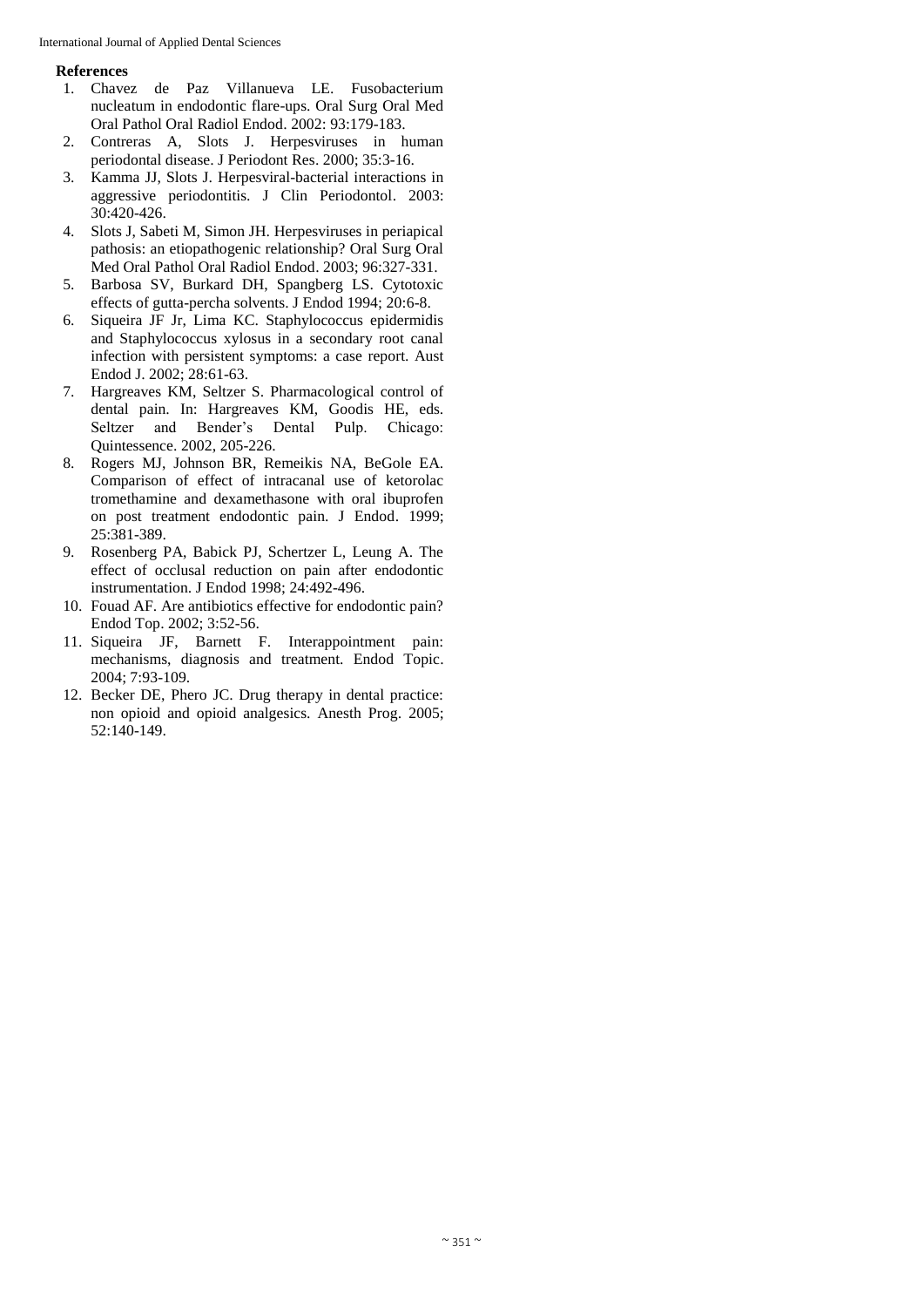**References**

1. Chavez de Paz Villanueva LE. Fusobacterium nucleatum in endodontic flare-ups. Oral Surg Oral Med Oral Pathol Oral Radiol Endod. 2002: 93:179-183.
2. Contreras A, Slots J. Herpesviruses in human periodontal disease. J Periodont Res. 2000; 35:3-16.
3. Kamma JJ, Slots J. Herpesviral-bacterial interactions in aggressive periodontitis. J Clin Periodontol. 2003: 30:420-426.
4. Slots J, Sabeti M, Simon JH. Herpesviruses in periapical pathosis: an etiopathogenic relationship? Oral Surg Oral Med Oral Pathol Oral Radiol Endod. 2003; 96:327-331.
5. Barbosa SV, Burkard DH, Spangberg LS. Cytotoxic effects of gutta-percha solvents. J Endod 1994; 20:6-8.
6. Siqueira JF Jr, Lima KC. Staphylococcus epidermidis and Staphylococcus xylosus in a secondary root canal infection with persistent symptoms: a case report. Aust Endod J. 2002; 28:61-63.
7. Hargreaves KM, Seltzer S. Pharmacological control of dental pain. In: Hargreaves KM, Goodis HE, eds. Seltzer and Bender's Dental Pulp. Chicago: Quintessence. 2002, 205-226.
8. Rogers MJ, Johnson BR, Remeikis NA, BeGole EA. Comparison of effect of intracanal use of ketorolac tromethamine and dexamethasone with oral ibuprofen on post treatment endodontic pain. J Endod. 1999; 25:381-389.
9. Rosenberg PA, Babick PJ, Schertzer L, Leung A. The effect of occlusal reduction on pain after endodontic instrumentation. J Endod 1998; 24:492-496.
10. Fouad AF. Are antibiotics effective for endodontic pain? Endod Top. 2002; 3:52-56.
11. Siqueira JF, Barnett F. Interappointment pain: mechanisms, diagnosis and treatment. Endod Topic. 2004; 7:93-109.
12. Becker DE, Phero JC. Drug therapy in dental practice: non opioid and opioid analgesics. Anesth Prog. 2005; 52:140-149.